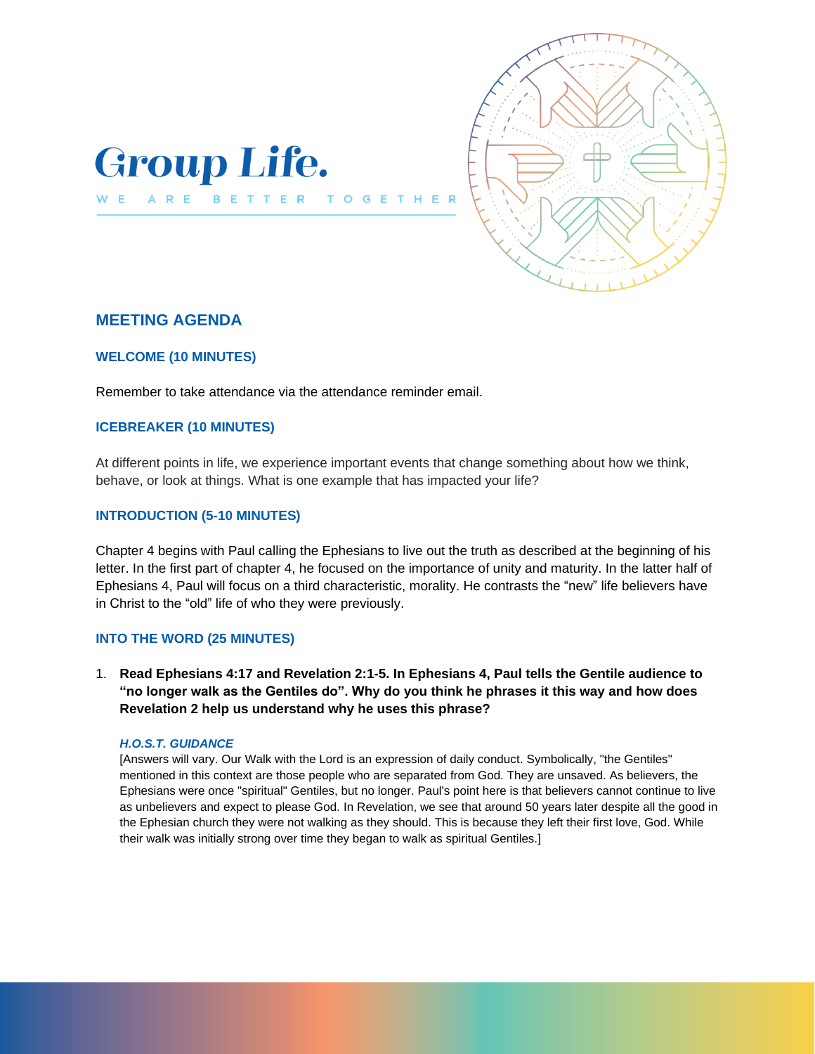# Group Life.

WE ARE BETTER TOGETHER

## MEETING AGENDA

### WELCOME (10 MINUTES)

Remember to take attendance via the attendance reminder email.

### ICEBREAKER (10 MINUTES)

At different points in life, we experience important events that change something about how we think, behave, or look at things. What is one example that has impacted your life?

### INTRODUCTION (5-10 MINUTES)

Chapter 4 begins with Paul calling the Ephesians to live out the truth as described at the beginning of his letter. In the first part of chapter 4, he focused on the importance of unity and maturity. In the latter half of Ephesians 4, Paul will focus on a third characteristic, morality. He contrasts the "new" life believers have in Christ to the "old" life of who they were previously.

### INTO THE WORD (25 MINUTES)

1. **Read Ephesians 4:17 and Revelation 2:1-5. In Ephesians 4, Paul tells the Gentile audience to "no longer walk as the Gentiles do". Why do you think he phrases it this way and how does Revelation 2 help us understand why he uses this phrase?**

   ***H.O.S.T. GUIDANCE***
   [Answers will vary. Our Walk with the Lord is an expression of daily conduct. Symbolically, "the Gentiles" mentioned in this context are those people who are separated from God. They are unsaved. As believers, the Ephesians were once "spiritual" Gentiles, but no longer. Paul's point here is that believers cannot continue to live as unbelievers and expect to please God. In Revelation, we see that around 50 years later despite all the good in the Ephesian church they were not walking as they should. This is because they left their first love, God. While their walk was initially strong over time they began to walk as spiritual Gentiles.]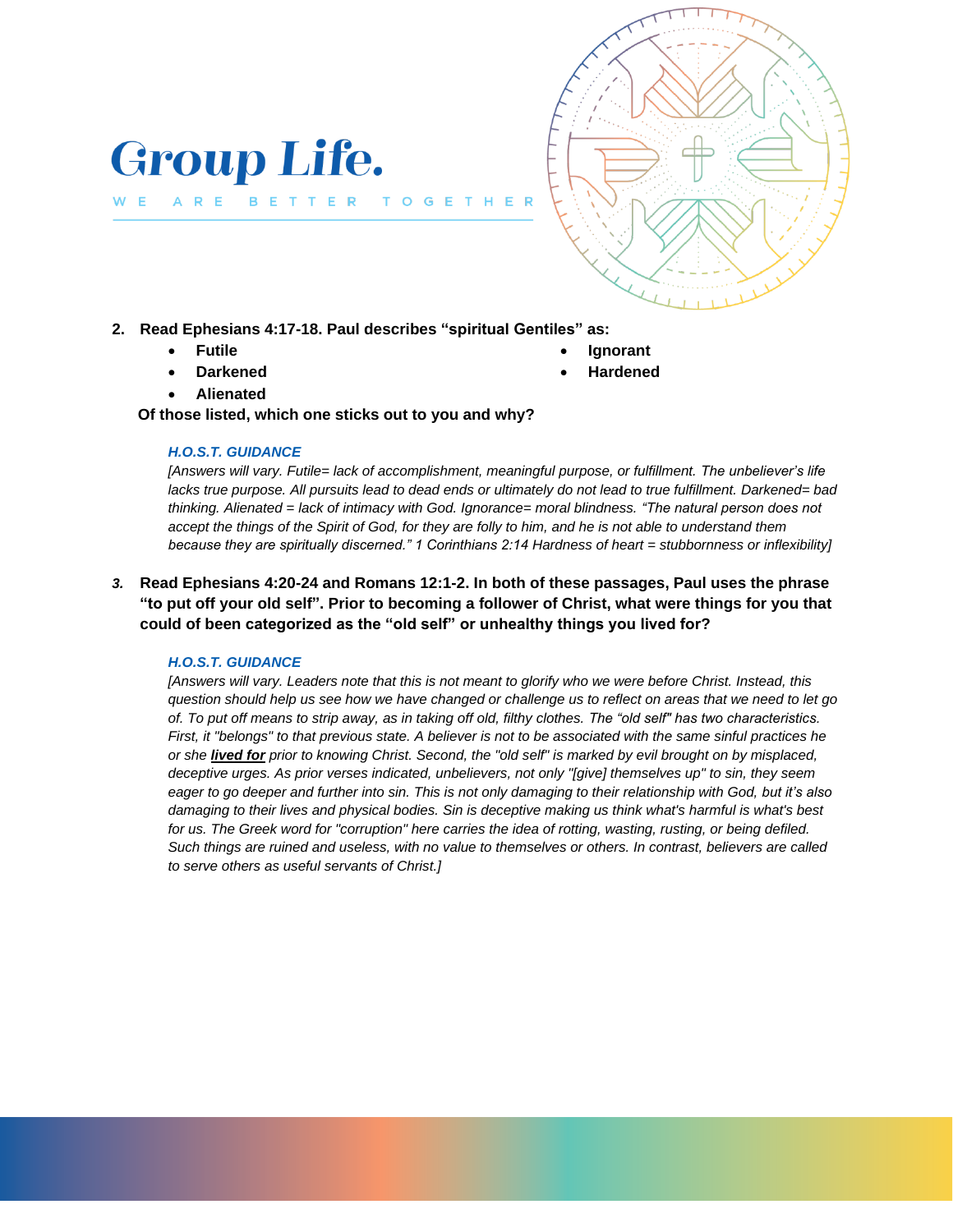# Group Life.

W E  A R E  B E T T E R  T O G E T H E R

2. **Read Ephesians 4:17-18. Paul describes "spiritual Gentiles" as:**
    - **Futile**
    - **Darkened**
    - **Alienated**
    - **Ignorant**
    - **Hardened**

   **Of those listed, which one sticks out to you and why?**

   ***H.O.S.T. GUIDANCE***

   *[Answers will vary. Futile= lack of accomplishment, meaningful purpose, or fulfillment. The unbeliever's life lacks true purpose. All pursuits lead to dead ends or ultimately do not lead to true fulfillment. Darkened= bad thinking. Alienated = lack of intimacy with God. Ignorance= moral blindness. "The natural person does not accept the things of the Spirit of God, for they are folly to him, and he is not able to understand them because they are spiritually discerned." 1 Corinthians 2:14 Hardness of heart = stubbornness or inflexibility]*

3. **Read Ephesians 4:20-24 and Romans 12:1-2. In both of these passages, Paul uses the phrase "to put off your old self". Prior to becoming a follower of Christ, what were things for you that could of been categorized as the "old self" or unhealthy things you lived for?**

   ***H.O.S.T. GUIDANCE***

   *[Answers will vary. Leaders note that this is not meant to glorify who we were before Christ. Instead, this question should help us see how we have changed or challenge us to reflect on areas that we need to let go of. To put off means to strip away, as in taking off old, filthy clothes. The "old self" has two characteristics. First, it "belongs" to that previous state. A believer is not to be associated with the same sinful practices he or she* ***lived for*** *prior to knowing Christ. Second, the "old self" is marked by evil brought on by misplaced, deceptive urges. As prior verses indicated, unbelievers, not only "[give] themselves up" to sin, they seem eager to go deeper and further into sin. This is not only damaging to their relationship with God, but it's also damaging to their lives and physical bodies. Sin is deceptive making us think what's harmful is what's best for us. The Greek word for "corruption" here carries the idea of rotting, wasting, rusting, or being defiled. Such things are ruined and useless, with no value to themselves or others. In contrast, believers are called to serve others as useful servants of Christ.]*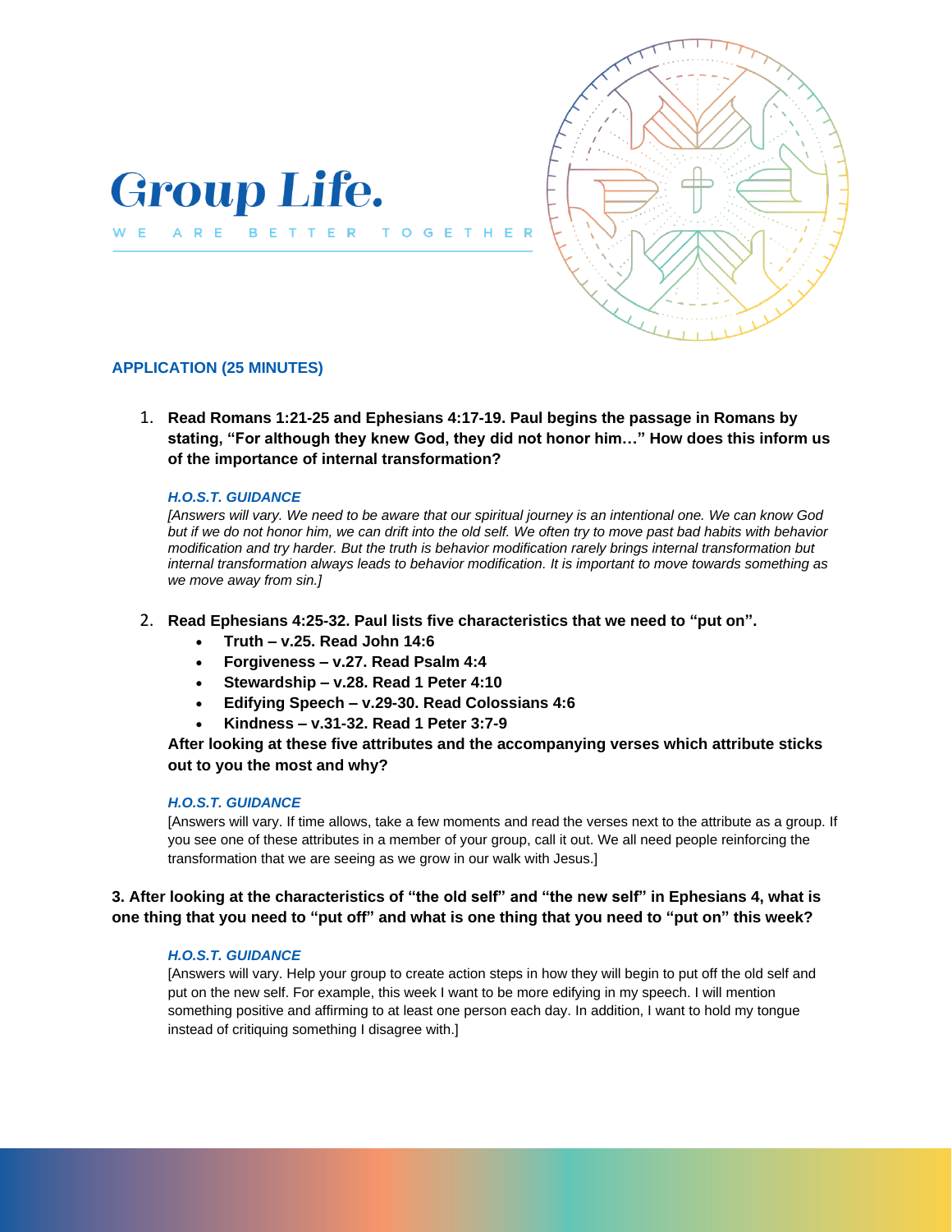# Group Life.

WE ARE BETTER TOGETHER

## APPLICATION (25 MINUTES)

1. **Read Romans 1:21-25 and Ephesians 4:17-19. Paul begins the passage in Romans by stating, "For although they knew God, they did not honor him…" How does this inform us of the importance of internal transformation?**

   ***H.O.S.T. GUIDANCE***

   *[Answers will vary. We need to be aware that our spiritual journey is an intentional one. We can know God but if we do not honor him, we can drift into the old self. We often try to move past bad habits with behavior modification and try harder. But the truth is behavior modification rarely brings internal transformation but internal transformation always leads to behavior modification. It is important to move towards something as we move away from sin.]*

2. **Read Ephesians 4:25-32. Paul lists five characteristics that we need to "put on".**
   - **Truth – v.25. Read John 14:6**
   - **Forgiveness – v.27. Read Psalm 4:4**
   - **Stewardship – v.28. Read 1 Peter 4:10**
   - **Edifying Speech – v.29-30. Read Colossians 4:6**
   - **Kindness – v.31-32. Read 1 Peter 3:7-9**

   **After looking at these five attributes and the accompanying verses which attribute sticks out to you the most and why?**

   ***H.O.S.T. GUIDANCE***

   [Answers will vary. If time allows, take a few moments and read the verses next to the attribute as a group. If you see one of these attributes in a member of your group, call it out. We all need people reinforcing the transformation that we are seeing as we grow in our walk with Jesus.]

**3. After looking at the characteristics of "the old self" and "the new self" in Ephesians 4, what is one thing that you need to "put off" and what is one thing that you need to "put on" this week?**

***H.O.S.T. GUIDANCE***

[Answers will vary. Help your group to create action steps in how they will begin to put off the old self and put on the new self. For example, this week I want to be more edifying in my speech. I will mention something positive and affirming to at least one person each day. In addition, I want to hold my tongue instead of critiquing something I disagree with.]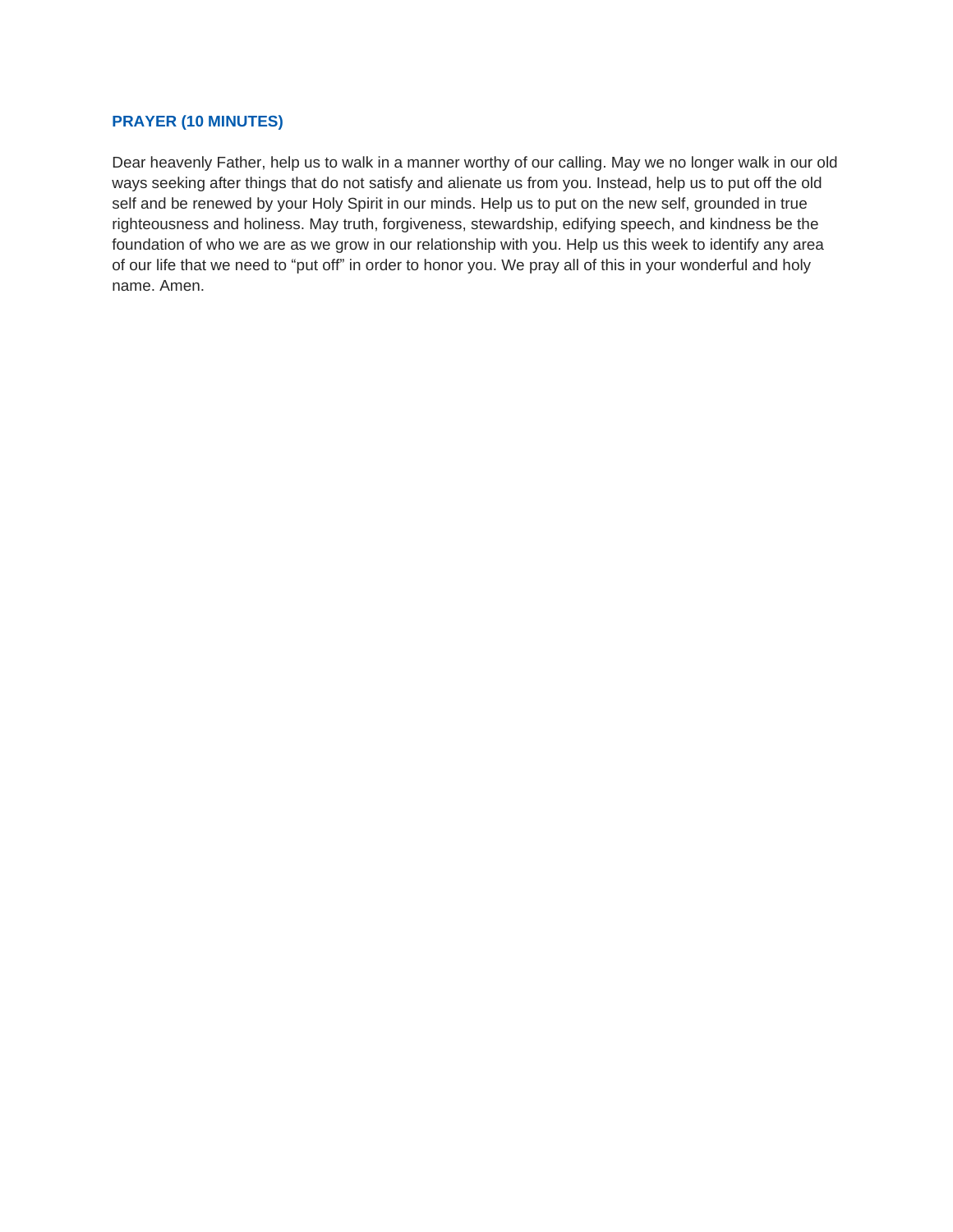### PRAYER (10 MINUTES)

Dear heavenly Father, help us to walk in a manner worthy of our calling. May we no longer walk in our old ways seeking after things that do not satisfy and alienate us from you. Instead, help us to put off the old self and be renewed by your Holy Spirit in our minds. Help us to put on the new self, grounded in true righteousness and holiness. May truth, forgiveness, stewardship, edifying speech, and kindness be the foundation of who we are as we grow in our relationship with you. Help us this week to identify any area of our life that we need to “put off” in order to honor you. We pray all of this in your wonderful and holy name. Amen.